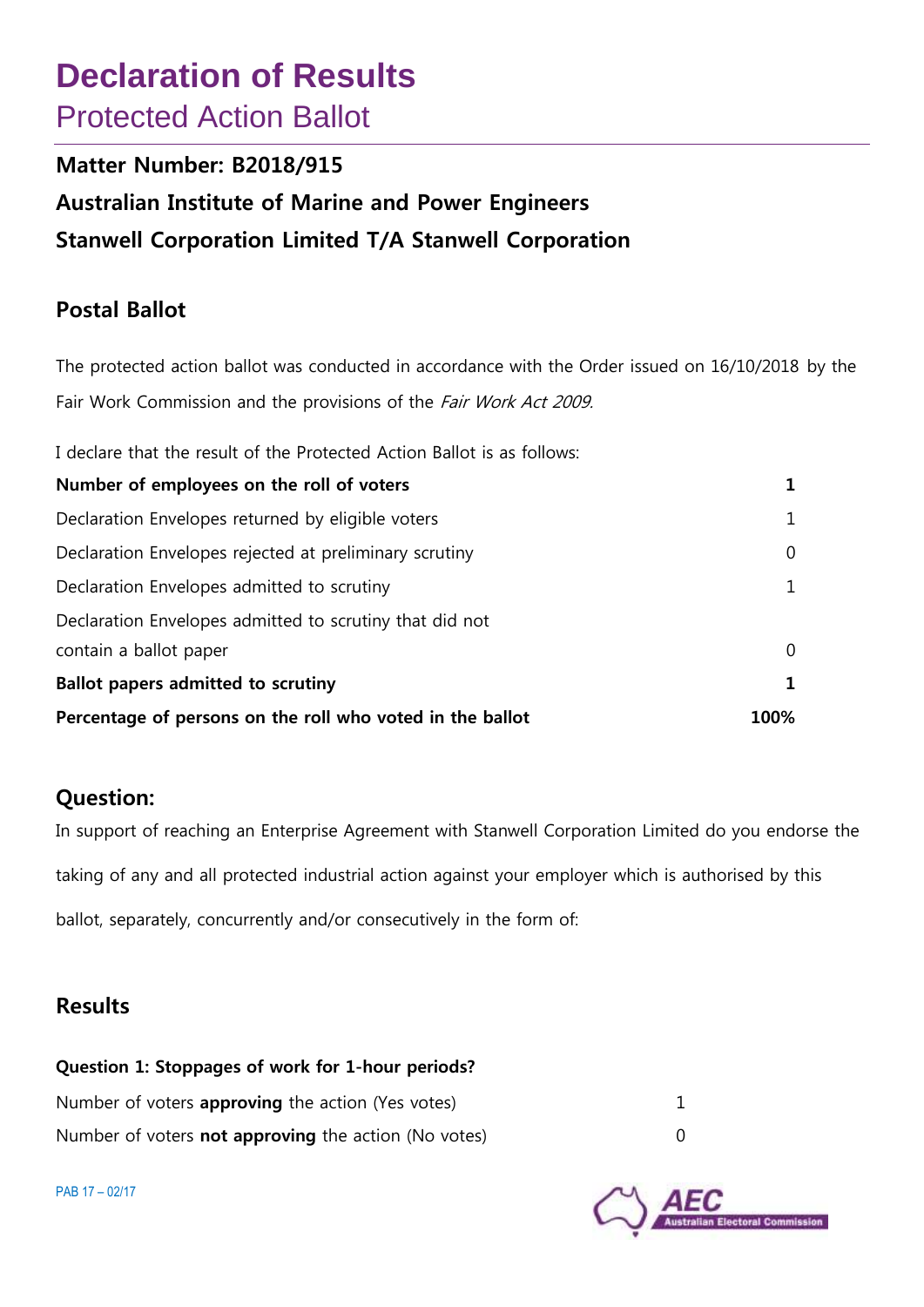# Declaration of Results

## Protected Action Ballot

### Matter Number: B2018/915

### Australian Institute of Marine and Power Engineers

### Stanwell Corporation Limited T/A Stanwell Corporation

## Postal Ballot

The protected action ballot was conducted in accordance with the Order issued on 16/10/2018 by the Fair Work Commission and the provisions of the *Fair Work Act 2009*.

I declare that the result of the Protected Action Ballot is as follows:

| | |
|---|---|
| **Number of employees on the roll of voters** | **1** |
| Declaration Envelopes returned by eligible voters | 1 |
| Declaration Envelopes rejected at preliminary scrutiny | 0 |
| Declaration Envelopes admitted to scrutiny | 1 |
| Declaration Envelopes admitted to scrutiny that did not contain a ballot paper | 0 |
| **Ballot papers admitted to scrutiny** | **1** |
| **Percentage of persons on the roll who voted in the ballot** | **100%** |

## Question:

In support of reaching an Enterprise Agreement with Stanwell Corporation Limited do you endorse the taking of any and all protected industrial action against your employer which is authorised by this ballot, separately, concurrently and/or consecutively in the form of:

## Results

**Question 1: Stoppages of work for 1-hour periods?**

| | |
|---|---|
| Number of voters **approving** the action (Yes votes) | 1 |
| Number of voters **not approving** the action (No votes) | 0 |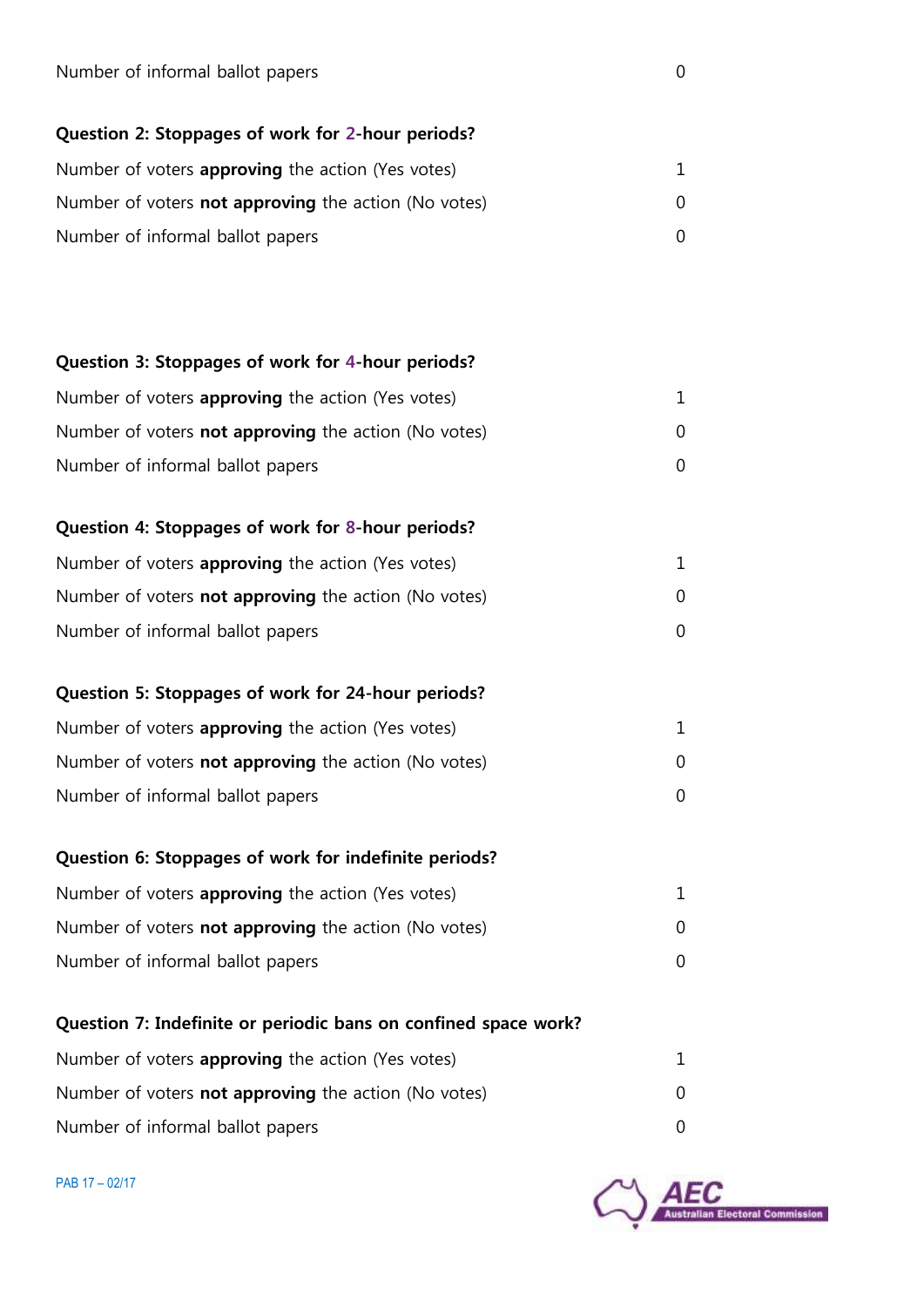| | |
|---|---|
| Number of informal ballot papers | 0 |

**Question 2: Stoppages of work for 2-hour periods?**

| | |
|---|---|
| Number of voters **approving** the action (Yes votes) | 1 |
| Number of voters **not approving** the action (No votes) | 0 |
| Number of informal ballot papers | 0 |

**Question 3: Stoppages of work for 4-hour periods?**

| | |
|---|---|
| Number of voters **approving** the action (Yes votes) | 1 |
| Number of voters **not approving** the action (No votes) | 0 |
| Number of informal ballot papers | 0 |

**Question 4: Stoppages of work for 8-hour periods?**

| | |
|---|---|
| Number of voters **approving** the action (Yes votes) | 1 |
| Number of voters **not approving** the action (No votes) | 0 |
| Number of informal ballot papers | 0 |

**Question 5: Stoppages of work for 24-hour periods?**

| | |
|---|---|
| Number of voters **approving** the action (Yes votes) | 1 |
| Number of voters **not approving** the action (No votes) | 0 |
| Number of informal ballot papers | 0 |

**Question 6: Stoppages of work for indefinite periods?**

| | |
|---|---|
| Number of voters **approving** the action (Yes votes) | 1 |
| Number of voters **not approving** the action (No votes) | 0 |
| Number of informal ballot papers | 0 |

**Question 7: Indefinite or periodic bans on confined space work?**

| | |
|---|---|
| Number of voters **approving** the action (Yes votes) | 1 |
| Number of voters **not approving** the action (No votes) | 0 |
| Number of informal ballot papers | 0 |

PAB 17 – 02/17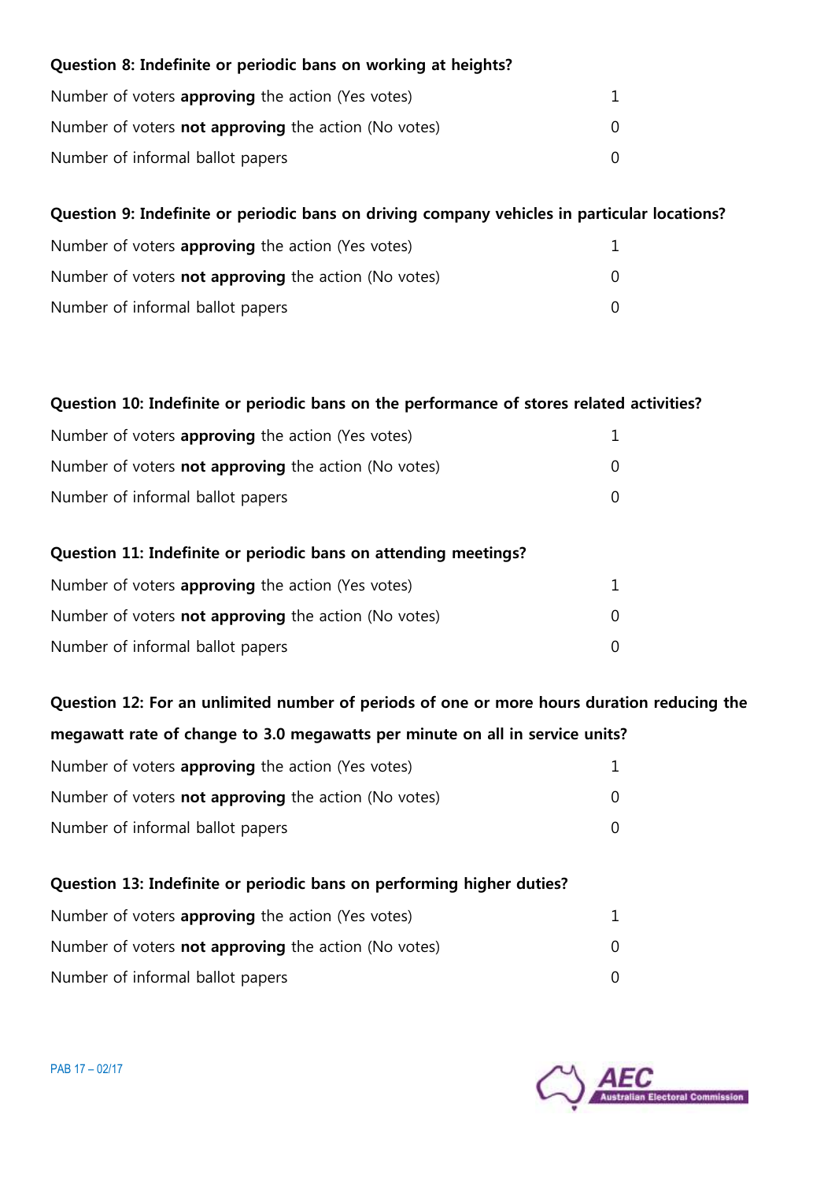**Question 8: Indefinite or periodic bans on working at heights?**

| | |
|---|---|
| Number of voters **approving** the action (Yes votes) | 1 |
| Number of voters **not approving** the action (No votes) | 0 |
| Number of informal ballot papers | 0 |

**Question 9: Indefinite or periodic bans on driving company vehicles in particular locations?**

| | |
|---|---|
| Number of voters **approving** the action (Yes votes) | 1 |
| Number of voters **not approving** the action (No votes) | 0 |
| Number of informal ballot papers | 0 |

**Question 10: Indefinite or periodic bans on the performance of stores related activities?**

| | |
|---|---|
| Number of voters **approving** the action (Yes votes) | 1 |
| Number of voters **not approving** the action (No votes) | 0 |
| Number of informal ballot papers | 0 |

**Question 11: Indefinite or periodic bans on attending meetings?**

| | |
|---|---|
| Number of voters **approving** the action (Yes votes) | 1 |
| Number of voters **not approving** the action (No votes) | 0 |
| Number of informal ballot papers | 0 |

**Question 12: For an unlimited number of periods of one or more hours duration reducing the megawatt rate of change to 3.0 megawatts per minute on all in service units?**

| | |
|---|---|
| Number of voters **approving** the action (Yes votes) | 1 |
| Number of voters **not approving** the action (No votes) | 0 |
| Number of informal ballot papers | 0 |

**Question 13: Indefinite or periodic bans on performing higher duties?**

| | |
|---|---|
| Number of voters **approving** the action (Yes votes) | 1 |
| Number of voters **not approving** the action (No votes) | 0 |
| Number of informal ballot papers | 0 |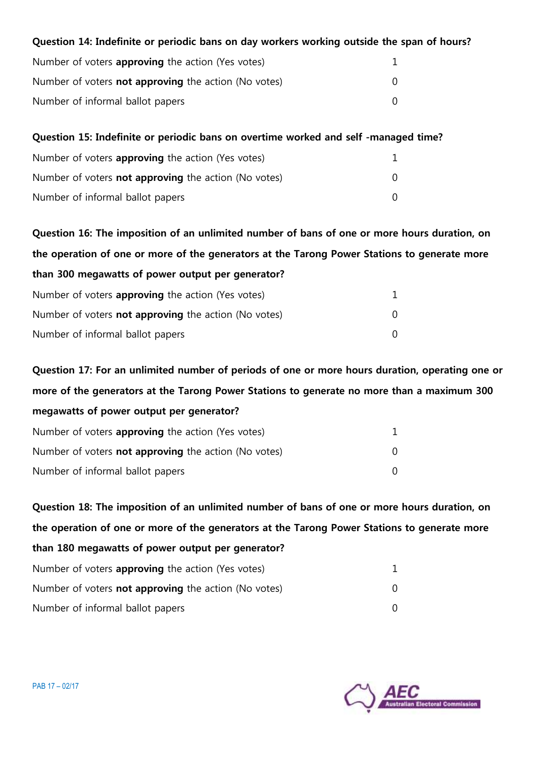**Question 14: Indefinite or periodic bans on day workers working outside the span of hours?**

| | |
|---|---|
| Number of voters **approving** the action (Yes votes) | 1 |
| Number of voters **not approving** the action (No votes) | 0 |
| Number of informal ballot papers | 0 |

**Question 15: Indefinite or periodic bans on overtime worked and self -managed time?**

| | |
|---|---|
| Number of voters **approving** the action (Yes votes) | 1 |
| Number of voters **not approving** the action (No votes) | 0 |
| Number of informal ballot papers | 0 |

**Question 16: The imposition of an unlimited number of bans of one or more hours duration, on the operation of one or more of the generators at the Tarong Power Stations to generate more than 300 megawatts of power output per generator?**

| | |
|---|---|
| Number of voters **approving** the action (Yes votes) | 1 |
| Number of voters **not approving** the action (No votes) | 0 |
| Number of informal ballot papers | 0 |

**Question 17: For an unlimited number of periods of one or more hours duration, operating one or more of the generators at the Tarong Power Stations to generate no more than a maximum 300 megawatts of power output per generator?**

| | |
|---|---|
| Number of voters **approving** the action (Yes votes) | 1 |
| Number of voters **not approving** the action (No votes) | 0 |
| Number of informal ballot papers | 0 |

**Question 18: The imposition of an unlimited number of bans of one or more hours duration, on the operation of one or more of the generators at the Tarong Power Stations to generate more than 180 megawatts of power output per generator?**

| | |
|---|---|
| Number of voters **approving** the action (Yes votes) | 1 |
| Number of voters **not approving** the action (No votes) | 0 |
| Number of informal ballot papers | 0 |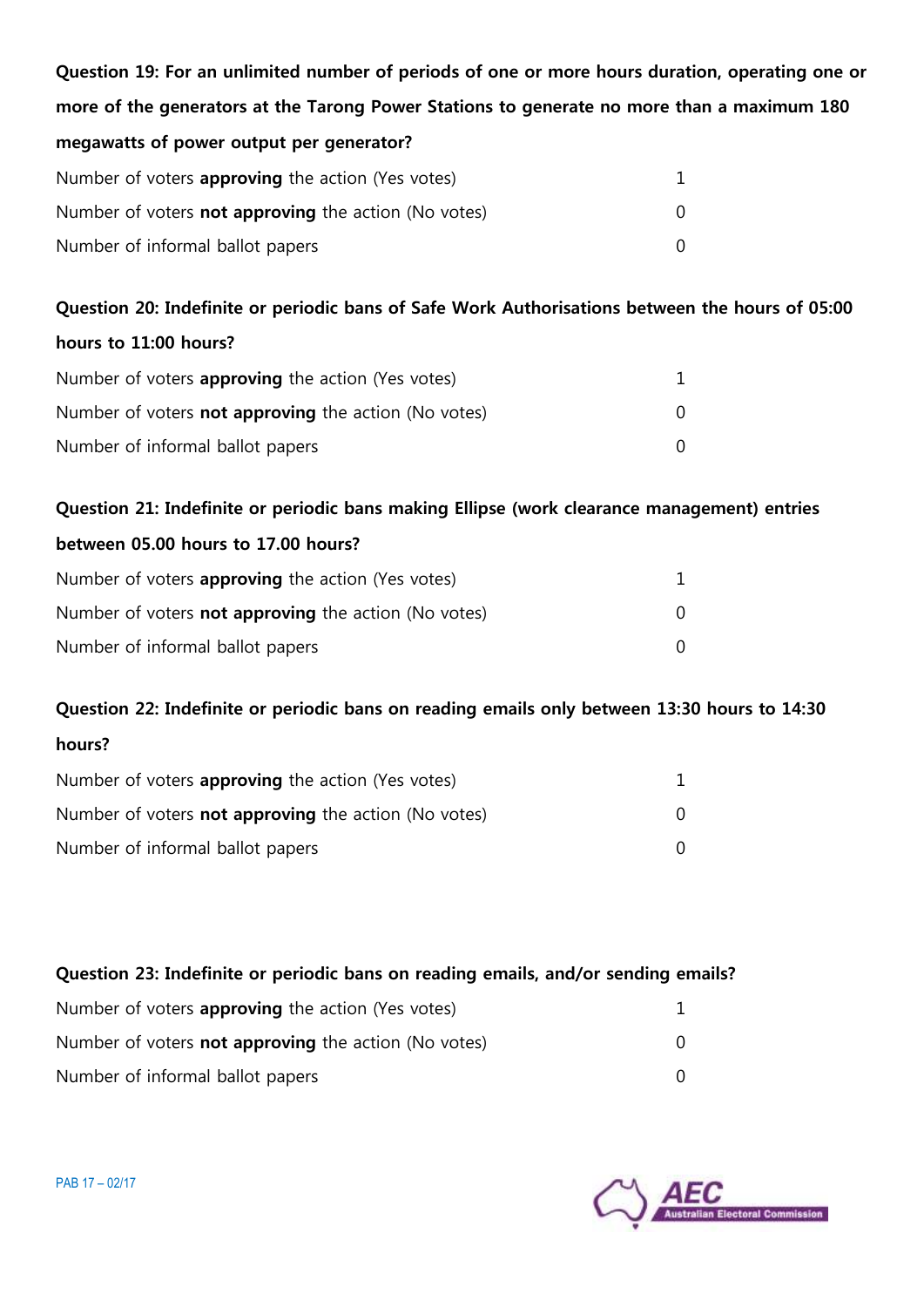**Question 19: For an unlimited number of periods of one or more hours duration, operating one or more of the generators at the Tarong Power Stations to generate no more than a maximum 180 megawatts of power output per generator?**

| | |
|---|---|
| Number of voters **approving** the action (Yes votes) | 1 |
| Number of voters **not approving** the action (No votes) | 0 |
| Number of informal ballot papers | 0 |

**Question 20: Indefinite or periodic bans of Safe Work Authorisations between the hours of 05:00 hours to 11:00 hours?**

| | |
|---|---|
| Number of voters **approving** the action (Yes votes) | 1 |
| Number of voters **not approving** the action (No votes) | 0 |
| Number of informal ballot papers | 0 |

**Question 21: Indefinite or periodic bans making Ellipse (work clearance management) entries between 05.00 hours to 17.00 hours?**

| | |
|---|---|
| Number of voters **approving** the action (Yes votes) | 1 |
| Number of voters **not approving** the action (No votes) | 0 |
| Number of informal ballot papers | 0 |

**Question 22: Indefinite or periodic bans on reading emails only between 13:30 hours to 14:30 hours?**

| | |
|---|---|
| Number of voters **approving** the action (Yes votes) | 1 |
| Number of voters **not approving** the action (No votes) | 0 |
| Number of informal ballot papers | 0 |

**Question 23: Indefinite or periodic bans on reading emails, and/or sending emails?**

| | |
|---|---|
| Number of voters **approving** the action (Yes votes) | 1 |
| Number of voters **not approving** the action (No votes) | 0 |
| Number of informal ballot papers | 0 |

PAB 17 – 02/17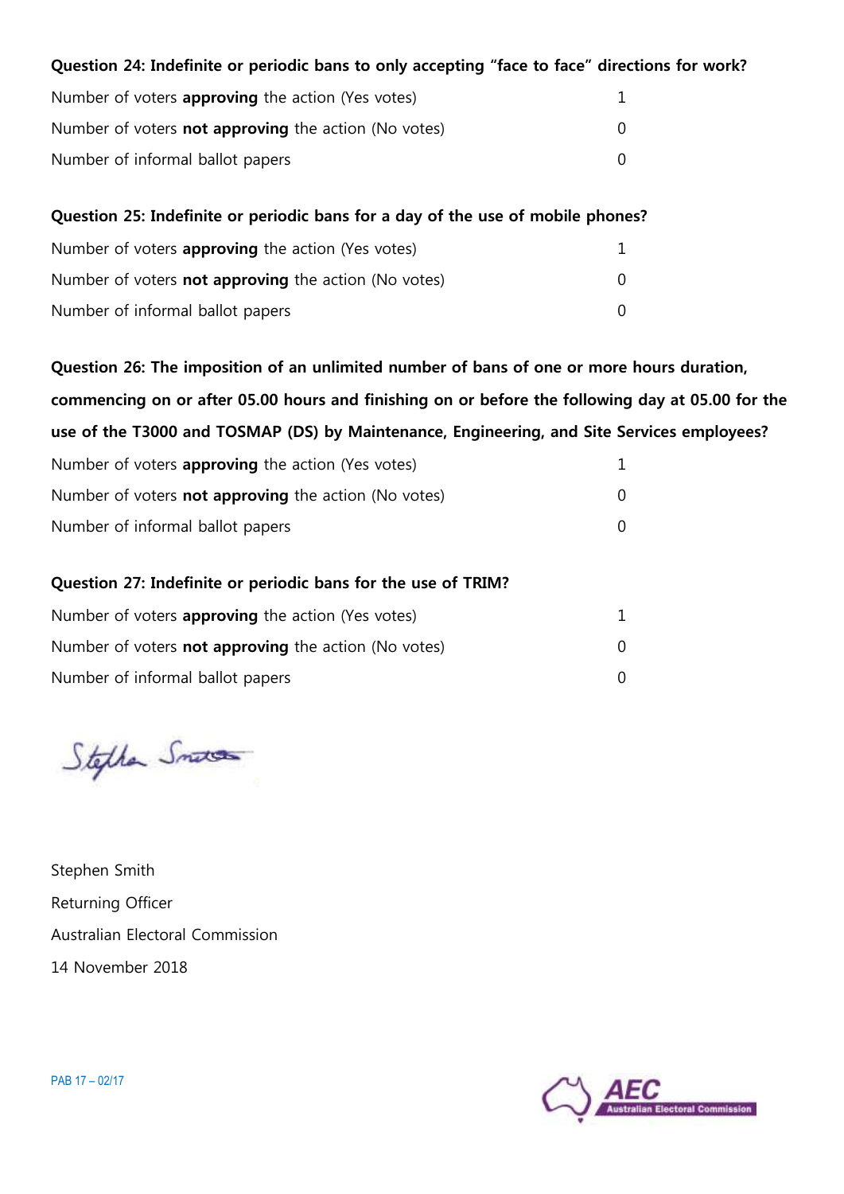**Question 24: Indefinite or periodic bans to only accepting "face to face" directions for work?**

| | |
|---|---|
| Number of voters **approving** the action (Yes votes) | 1 |
| Number of voters **not approving** the action (No votes) | 0 |
| Number of informal ballot papers | 0 |

**Question 25: Indefinite or periodic bans for a day of the use of mobile phones?**

| | |
|---|---|
| Number of voters **approving** the action (Yes votes) | 1 |
| Number of voters **not approving** the action (No votes) | 0 |
| Number of informal ballot papers | 0 |

**Question 26: The imposition of an unlimited number of bans of one or more hours duration, commencing on or after 05.00 hours and finishing on or before the following day at 05.00 for the use of the T3000 and TOSMAP (DS) by Maintenance, Engineering, and Site Services employees?**

| | |
|---|---|
| Number of voters **approving** the action (Yes votes) | 1 |
| Number of voters **not approving** the action (No votes) | 0 |
| Number of informal ballot papers | 0 |

**Question 27: Indefinite or periodic bans for the use of TRIM?**

| | |
|---|---|
| Number of voters **approving** the action (Yes votes) | 1 |
| Number of voters **not approving** the action (No votes) | 0 |
| Number of informal ballot papers | 0 |

Stephen Smith
Returning Officer
Australian Electoral Commission
14 November 2018

PAB 17 – 02/17